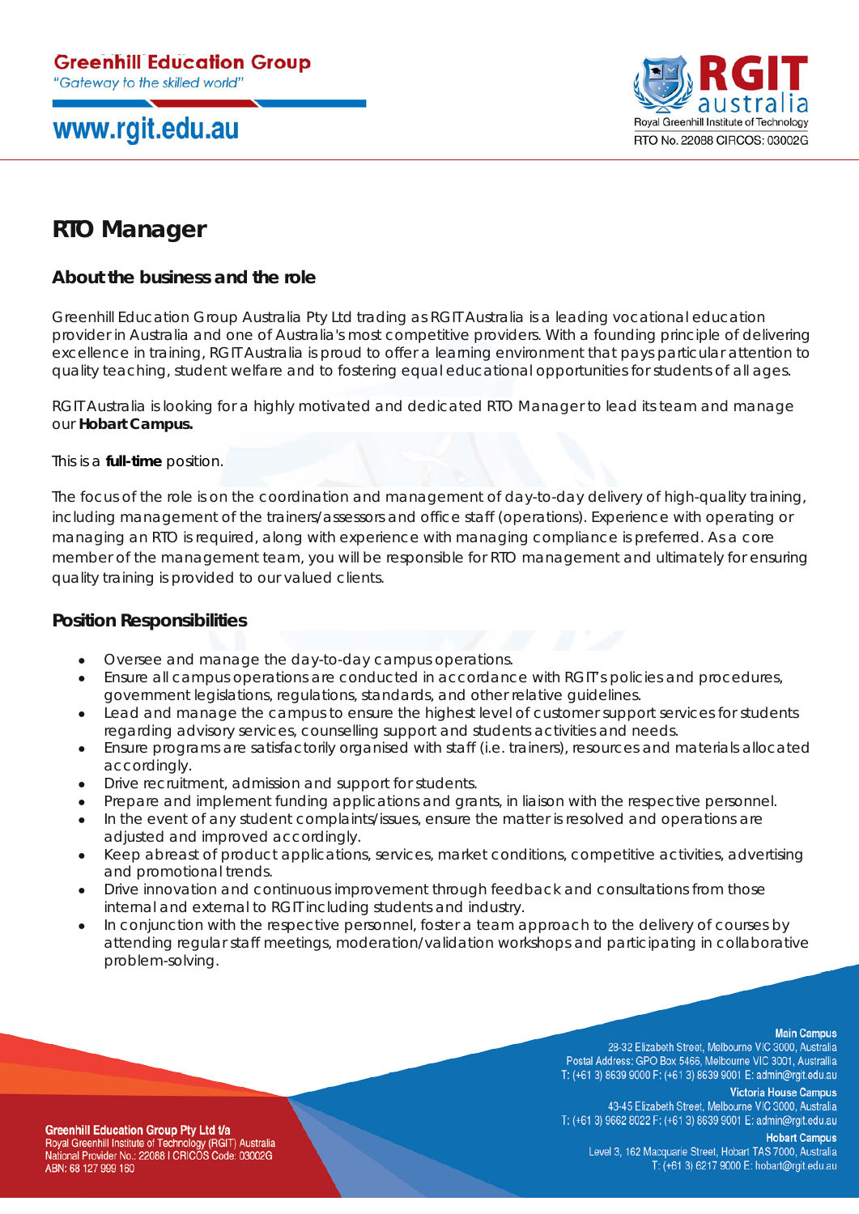# RTO Manager

## About the business and the role

Greenhill Education Group Australia Pty Ltd trading as RGIT Australia is a leading vocational education provider in Australia and one of Australia's most competitive providers. With a founding principle of delivering excellence in training, RGIT Australia is proud to offer a learning environment that pays particular attention to quality teaching, student welfare and to fostering equal educational opportunities for students of all ages.

RGIT Australia is looking for a highly motivated and dedicated RTO Manager to lead its team and manage our **Hobart Campus.**

This is a **full-time** position.

The focus of the role is on the coordination and management of day-to-day delivery of high-quality training, including management of the trainers/assessors and office staff (operations). Experience with operating or managing an RTO is required, along with experience with managing compliance is preferred. As a core member of the management team, you will be responsible for RTO management and ultimately for ensuring quality training is provided to our valued clients.

## Position Responsibilities

- Oversee and manage the day-to-day campus operations.
- Ensure all campus operations are conducted in accordance with RGIT's policies and procedures, government legislations, regulations, standards, and other relative guidelines.
- Lead and manage the campus to ensure the highest level of customer support services for students regarding advisory services, counselling support and students activities and needs.
- Ensure programs are satisfactorily organised with staff (i.e. trainers), resources and materials allocated accordingly.
- Drive recruitment, admission and support for students.
- Prepare and implement funding applications and grants, in liaison with the respective personnel.
- In the event of any student complaints/issues, ensure the matter is resolved and operations are adjusted and improved accordingly.
- Keep abreast of product applications, services, market conditions, competitive activities, advertising and promotional trends.
- Drive innovation and continuous improvement through feedback and consultations from those internal and external to RGIT including students and industry.
- In conjunction with the respective personnel, foster a team approach to the delivery of courses by attending regular staff meetings, moderation/validation workshops and participating in collaborative problem-solving.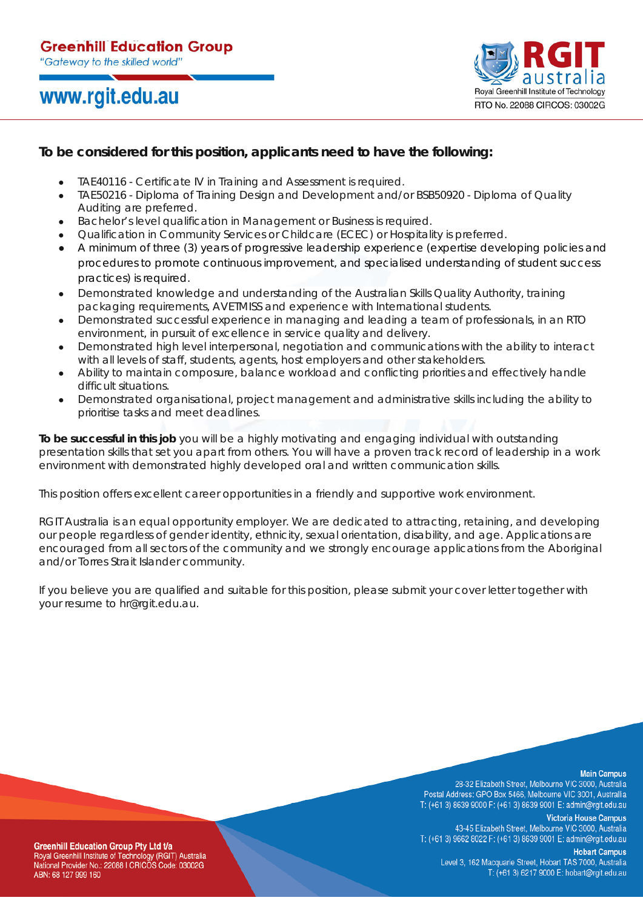**To be considered for this position, applicants need to have the following:**

- TAE40116 - Certificate IV in Training and Assessment is required.
- TAE50216 - Diploma of Training Design and Development and/or BSB50920 - Diploma of Quality Auditing are preferred.
- Bachelor's level qualification in Management or Business is required.
- Qualification in Community Services or Childcare (ECEC) or Hospitality is preferred.
- A minimum of three (3) years of progressive leadership experience (expertise developing policies and procedures to promote continuous improvement, and specialised understanding of student success practices) is required.
- Demonstrated knowledge and understanding of the Australian Skills Quality Authority, training packaging requirements, AVETMISS and experience with International students.
- Demonstrated successful experience in managing and leading a team of professionals, in an RTO environment, in pursuit of excellence in service quality and delivery.
- Demonstrated high level interpersonal, negotiation and communications with the ability to interact with all levels of staff, students, agents, host employers and other stakeholders.
- Ability to maintain composure, balance workload and conflicting priorities and effectively handle difficult situations.
- Demonstrated organisational, project management and administrative skills including the ability to prioritise tasks and meet deadlines.

**To be successful in this job** you will be a highly motivating and engaging individual with outstanding presentation skills that set you apart from others. You will have a proven track record of leadership in a work environment with demonstrated highly developed oral and written communication skills.

This position offers excellent career opportunities in a friendly and supportive work environment.

RGIT Australia is an equal opportunity employer. We are dedicated to attracting, retaining, and developing our people regardless of gender identity, ethnicity, sexual orientation, disability, and age. Applications are encouraged from all sectors of the community and we strongly encourage applications from the Aboriginal and/or Torres Strait Islander community.

If you believe you are qualified and suitable for this position, please submit your cover letter together with your resume to hr@rgit.edu.au.